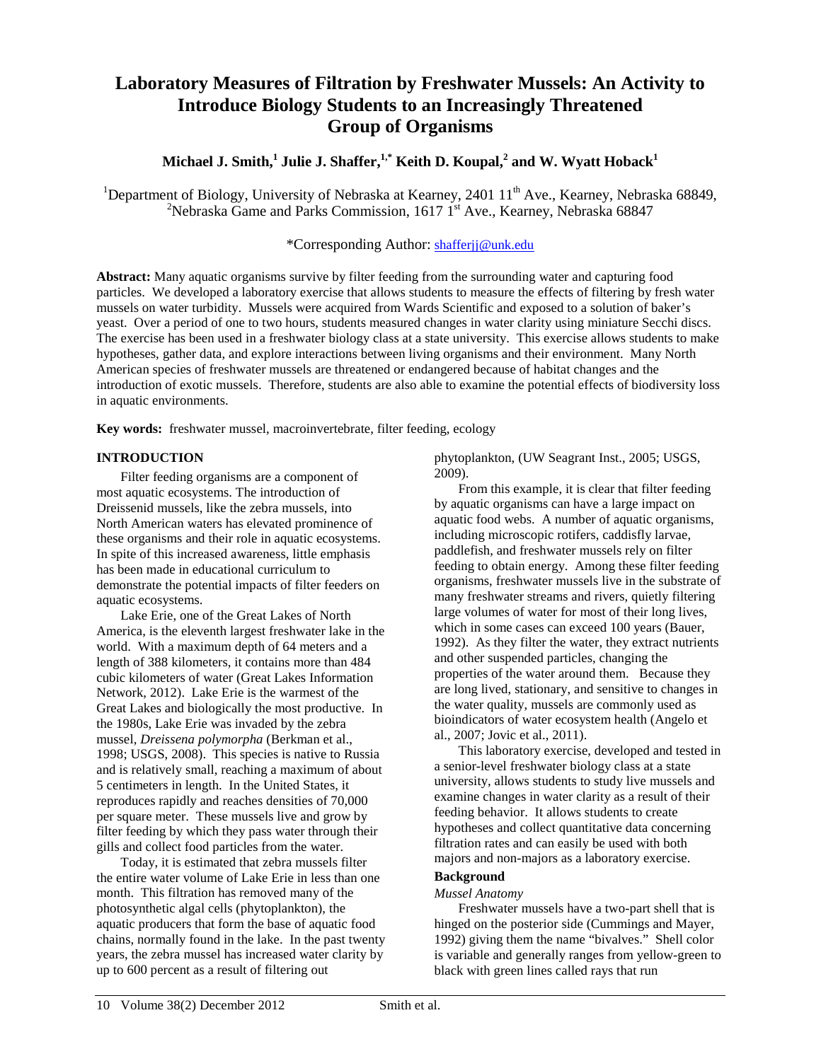# Laboratory Measures of Filtration by Freshwater Mussels: An Activity to Introduce Biology Students to an Increasingly Threatened Group of Organisms

**Michael J. Smith,[1] Julie J. Shaffer,[1,*] Keith D. Koupal,[2] and W. Wyatt Hoback[1]**

[1]Department of Biology, University of Nebraska at Kearney, 2401 11th Ave., Kearney, Nebraska 68849, [2]Nebraska Game and Parks Commission, 1617 1st Ave., Kearney, Nebraska 68847

*Corresponding Author: shafferjj@unk.edu

**Abstract:** Many aquatic organisms survive by filter feeding from the surrounding water and capturing food particles. We developed a laboratory exercise that allows students to measure the effects of filtering by fresh water mussels on water turbidity. Mussels were acquired from Wards Scientific and exposed to a solution of baker's yeast. Over a period of one to two hours, students measured changes in water clarity using miniature Secchi discs. The exercise has been used in a freshwater biology class at a state university. This exercise allows students to make hypotheses, gather data, and explore interactions between living organisms and their environment. Many North American species of freshwater mussels are threatened or endangered because of habitat changes and the introduction of exotic mussels. Therefore, students are also able to examine the potential effects of biodiversity loss in aquatic environments.

**Key words:** freshwater mussel, macroinvertebrate, filter feeding, ecology

## INTRODUCTION

Filter feeding organisms are a component of most aquatic ecosystems. The introduction of Dreissenid mussels, like the zebra mussels, into North American waters has elevated prominence of these organisms and their role in aquatic ecosystems. In spite of this increased awareness, little emphasis has been made in educational curriculum to demonstrate the potential impacts of filter feeders on aquatic ecosystems.

Lake Erie, one of the Great Lakes of North America, is the eleventh largest freshwater lake in the world. With a maximum depth of 64 meters and a length of 388 kilometers, it contains more than 484 cubic kilometers of water (Great Lakes Information Network, 2012). Lake Erie is the warmest of the Great Lakes and biologically the most productive. In the 1980s, Lake Erie was invaded by the zebra mussel, *Dreissena polymorpha* (Berkman et al., 1998; USGS, 2008). This species is native to Russia and is relatively small, reaching a maximum of about 5 centimeters in length. In the United States, it reproduces rapidly and reaches densities of 70,000 per square meter. These mussels live and grow by filter feeding by which they pass water through their gills and collect food particles from the water.

Today, it is estimated that zebra mussels filter the entire water volume of Lake Erie in less than one month. This filtration has removed many of the photosynthetic algal cells (phytoplankton), the aquatic producers that form the base of aquatic food chains, normally found in the lake. In the past twenty years, the zebra mussel has increased water clarity by up to 600 percent as a result of filtering out phytoplankton, (UW Seagrant Inst., 2005; USGS, 2009).

From this example, it is clear that filter feeding by aquatic organisms can have a large impact on aquatic food webs. A number of aquatic organisms, including microscopic rotifers, caddisfly larvae, paddlefish, and freshwater mussels rely on filter feeding to obtain energy. Among these filter feeding organisms, freshwater mussels live in the substrate of many freshwater streams and rivers, quietly filtering large volumes of water for most of their long lives, which in some cases can exceed 100 years (Bauer, 1992). As they filter the water, they extract nutrients and other suspended particles, changing the properties of the water around them. Because they are long lived, stationary, and sensitive to changes in the water quality, mussels are commonly used as bioindicators of water ecosystem health (Angelo et al., 2007; Jovic et al., 2011).

This laboratory exercise, developed and tested in a senior-level freshwater biology class at a state university, allows students to study live mussels and examine changes in water clarity as a result of their feeding behavior. It allows students to create hypotheses and collect quantitative data concerning filtration rates and can easily be used with both majors and non-majors as a laboratory exercise.

### Background

#### *Mussel Anatomy*

Freshwater mussels have a two-part shell that is hinged on the posterior side (Cummings and Mayer, 1992) giving them the name "bivalves." Shell color is variable and generally ranges from yellow-green to black with green lines called rays that run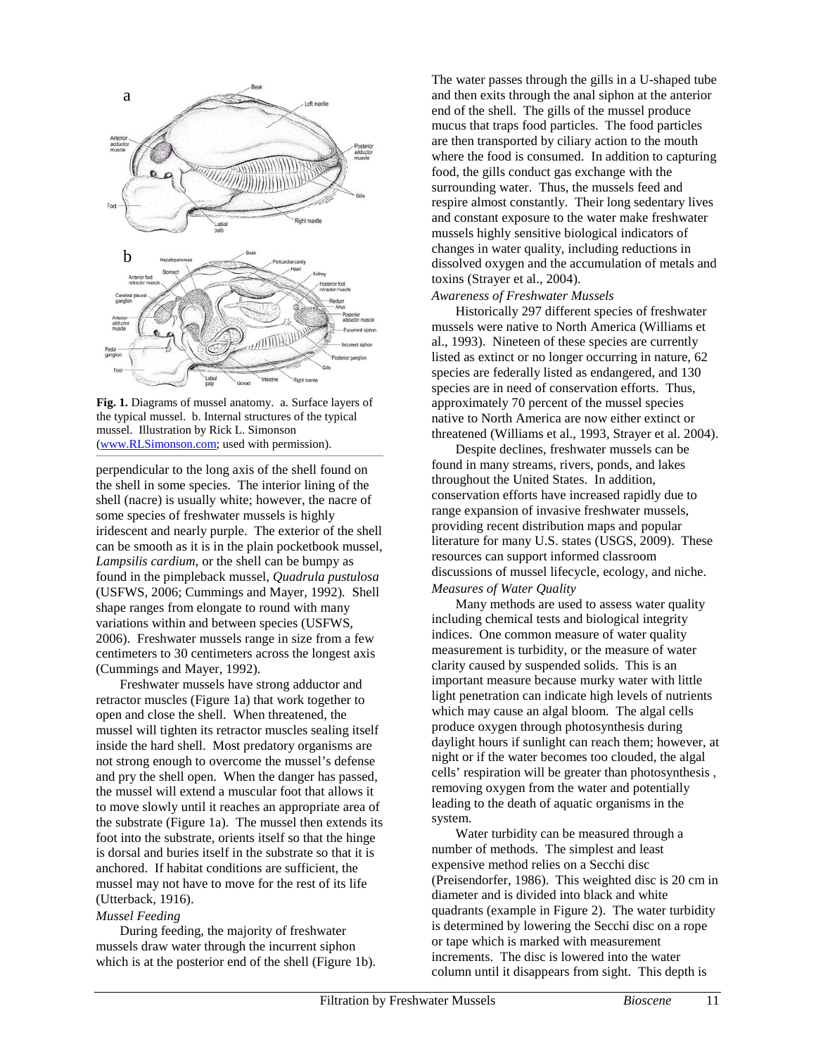**Fig. 1.** Diagrams of mussel anatomy. a. Surface layers of the typical mussel. b. Internal structures of the typical mussel. Illustration by Rick L. Simonson (www.RLSimonson.com; used with permission).

perpendicular to the long axis of the shell found on the shell in some species. The interior lining of the shell (nacre) is usually white; however, the nacre of some species of freshwater mussels is highly iridescent and nearly purple. The exterior of the shell can be smooth as it is in the plain pocketbook mussel, *Lampsilis cardium*, or the shell can be bumpy as found in the pimpleback mussel, *Quadrula pustulosa* (USFWS, 2006; Cummings and Mayer, 1992). Shell shape ranges from elongate to round with many variations within and between species (USFWS, 2006). Freshwater mussels range in size from a few centimeters to 30 centimeters across the longest axis (Cummings and Mayer, 1992).

Freshwater mussels have strong adductor and retractor muscles (Figure 1a) that work together to open and close the shell. When threatened, the mussel will tighten its retractor muscles sealing itself inside the hard shell. Most predatory organisms are not strong enough to overcome the mussel's defense and pry the shell open. When the danger has passed, the mussel will extend a muscular foot that allows it to move slowly until it reaches an appropriate area of the substrate (Figure 1a). The mussel then extends its foot into the substrate, orients itself so that the hinge is dorsal and buries itself in the substrate so that it is anchored. If habitat conditions are sufficient, the mussel may not have to move for the rest of its life (Utterback, 1916).

*Mussel Feeding*

During feeding, the majority of freshwater mussels draw water through the incurrent siphon which is at the posterior end of the shell (Figure 1b). The water passes through the gills in a U-shaped tube and then exits through the anal siphon at the anterior end of the shell. The gills of the mussel produce mucus that traps food particles. The food particles are then transported by ciliary action to the mouth where the food is consumed. In addition to capturing food, the gills conduct gas exchange with the surrounding water. Thus, the mussels feed and respire almost constantly. Their long sedentary lives and constant exposure to the water make freshwater mussels highly sensitive biological indicators of changes in water quality, including reductions in dissolved oxygen and the accumulation of metals and toxins (Strayer et al., 2004).

*Awareness of Freshwater Mussels*

Historically 297 different species of freshwater mussels were native to North America (Williams et al., 1993). Nineteen of these species are currently listed as extinct or no longer occurring in nature, 62 species are federally listed as endangered, and 130 species are in need of conservation efforts. Thus, approximately 70 percent of the mussel species native to North America are now either extinct or threatened (Williams et al., 1993, Strayer et al. 2004).

Despite declines, freshwater mussels can be found in many streams, rivers, ponds, and lakes throughout the United States. In addition, conservation efforts have increased rapidly due to range expansion of invasive freshwater mussels, providing recent distribution maps and popular literature for many U.S. states (USGS, 2009). These resources can support informed classroom discussions of mussel lifecycle, ecology, and niche.

*Measures of Water Quality*

Many methods are used to assess water quality including chemical tests and biological integrity indices. One common measure of water quality measurement is turbidity, or the measure of water clarity caused by suspended solids. This is an important measure because murky water with little light penetration can indicate high levels of nutrients which may cause an algal bloom. The algal cells produce oxygen through photosynthesis during daylight hours if sunlight can reach them; however, at night or if the water becomes too clouded, the algal cells' respiration will be greater than photosynthesis , removing oxygen from the water and potentially leading to the death of aquatic organisms in the system.

Water turbidity can be measured through a number of methods. The simplest and least expensive method relies on a Secchi disc (Preisendorfer, 1986). This weighted disc is 20 cm in diameter and is divided into black and white quadrants (example in Figure 2). The water turbidity is determined by lowering the Secchi disc on a rope or tape which is marked with measurement increments. The disc is lowered into the water column until it disappears from sight. This depth is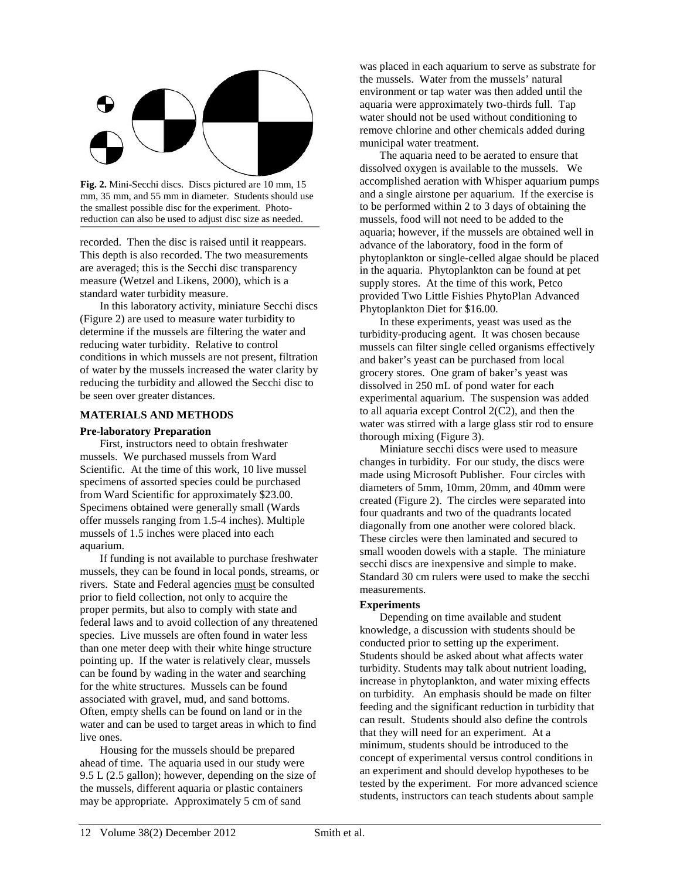**Fig. 2.** Mini-Secchi discs. Discs pictured are 10 mm, 15 mm, 35 mm, and 55 mm in diameter. Students should use the smallest possible disc for the experiment. Photo-reduction can also be used to adjust disc size as needed.

recorded. Then the disc is raised until it reappears. This depth is also recorded. The two measurements are averaged; this is the Secchi disc transparency measure (Wetzel and Likens, 2000), which is a standard water turbidity measure.

In this laboratory activity, miniature Secchi discs (Figure 2) are used to measure water turbidity to determine if the mussels are filtering the water and reducing water turbidity. Relative to control conditions in which mussels are not present, filtration of water by the mussels increased the water clarity by reducing the turbidity and allowed the Secchi disc to be seen over greater distances.

## MATERIALS AND METHODS

### Pre-laboratory Preparation

First, instructors need to obtain freshwater mussels. We purchased mussels from Ward Scientific. At the time of this work, 10 live mussel specimens of assorted species could be purchased from Ward Scientific for approximately $23.00. Specimens obtained were generally small (Wards offer mussels ranging from 1.5-4 inches). Multiple mussels of 1.5 inches were placed into each aquarium.

If funding is not available to purchase freshwater mussels, they can be found in local ponds, streams, or rivers. State and Federal agencies must be consulted prior to field collection, not only to acquire the proper permits, but also to comply with state and federal laws and to avoid collection of any threatened species. Live mussels are often found in water less than one meter deep with their white hinge structure pointing up. If the water is relatively clear, mussels can be found by wading in the water and searching for the white structures. Mussels can be found associated with gravel, mud, and sand bottoms. Often, empty shells can be found on land or in the water and can be used to target areas in which to find live ones.

Housing for the mussels should be prepared ahead of time. The aquaria used in our study were 9.5 L (2.5 gallon); however, depending on the size of the mussels, different aquaria or plastic containers may be appropriate. Approximately 5 cm of sand was placed in each aquarium to serve as substrate for the mussels. Water from the mussels' natural environment or tap water was then added until the aquaria were approximately two-thirds full. Tap water should not be used without conditioning to remove chlorine and other chemicals added during municipal water treatment.

The aquaria need to be aerated to ensure that dissolved oxygen is available to the mussels. We accomplished aeration with Whisper aquarium pumps and a single airstone per aquarium. If the exercise is to be performed within 2 to 3 days of obtaining the mussels, food will not need to be added to the aquaria; however, if the mussels are obtained well in advance of the laboratory, food in the form of phytoplankton or single-celled algae should be placed in the aquaria. Phytoplankton can be found at pet supply stores. At the time of this work, Petco provided Two Little Fishies PhytoPlan Advanced Phytoplankton Diet for $16.00.

In these experiments, yeast was used as the turbidity-producing agent. It was chosen because mussels can filter single celled organisms effectively and baker's yeast can be purchased from local grocery stores. One gram of baker's yeast was dissolved in 250 mL of pond water for each experimental aquarium. The suspension was added to all aquaria except Control 2(C2), and then the water was stirred with a large glass stir rod to ensure thorough mixing (Figure 3).

Miniature secchi discs were used to measure changes in turbidity. For our study, the discs were made using Microsoft Publisher. Four circles with diameters of 5mm, 10mm, 20mm, and 40mm were created (Figure 2). The circles were separated into four quadrants and two of the quadrants located diagonally from one another were colored black. These circles were then laminated and secured to small wooden dowels with a staple. The miniature secchi discs are inexpensive and simple to make. Standard 30 cm rulers were used to make the secchi measurements.

### Experiments

Depending on time available and student knowledge, a discussion with students should be conducted prior to setting up the experiment. Students should be asked about what affects water turbidity. Students may talk about nutrient loading, increase in phytoplankton, and water mixing effects on turbidity. An emphasis should be made on filter feeding and the significant reduction in turbidity that can result. Students should also define the controls that they will need for an experiment. At a minimum, students should be introduced to the concept of experimental versus control conditions in an experiment and should develop hypotheses to be tested by the experiment. For more advanced science students, instructors can teach students about sample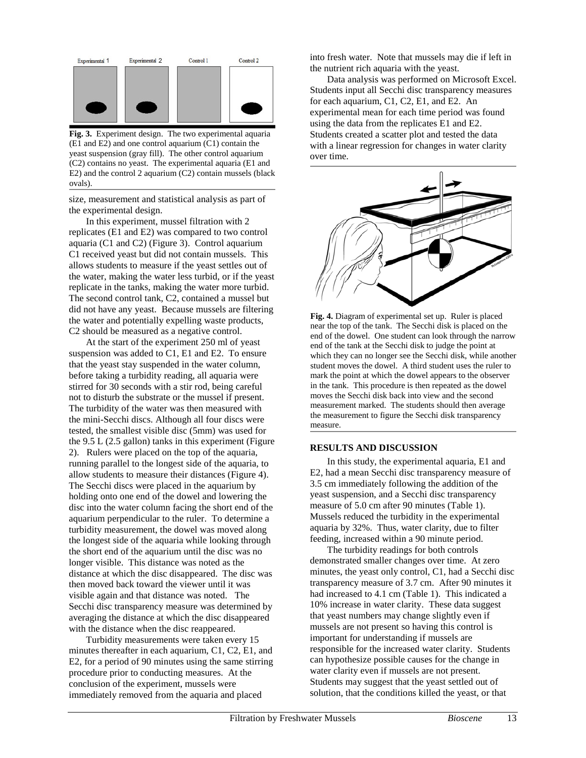Experimental 1 Experimental 2 Control 1 Control 2

**Fig. 3.** Experiment design. The two experimental aquaria (E1 and E2) and one control aquarium (C1) contain the yeast suspension (gray fill). The other control aquarium (C2) contains no yeast. The experimental aquaria (E1 and E2) and the control 2 aquarium (C2) contain mussels (black ovals).

size, measurement and statistical analysis as part of the experimental design.

In this experiment, mussel filtration with 2 replicates (E1 and E2) was compared to two control aquaria (C1 and C2) (Figure 3). Control aquarium C1 received yeast but did not contain mussels. This allows students to measure if the yeast settles out of the water, making the water less turbid, or if the yeast replicate in the tanks, making the water more turbid. The second control tank, C2, contained a mussel but did not have any yeast. Because mussels are filtering the water and potentially expelling waste products, C2 should be measured as a negative control.

At the start of the experiment 250 ml of yeast suspension was added to C1, E1 and E2. To ensure that the yeast stay suspended in the water column, before taking a turbidity reading, all aquaria were stirred for 30 seconds with a stir rod, being careful not to disturb the substrate or the mussel if present. The turbidity of the water was then measured with the mini-Secchi discs. Although all four discs were tested, the smallest visible disc (5mm) was used for the 9.5 L (2.5 gallon) tanks in this experiment (Figure 2). Rulers were placed on the top of the aquaria, running parallel to the longest side of the aquaria, to allow students to measure their distances (Figure 4). The Secchi discs were placed in the aquarium by holding onto one end of the dowel and lowering the disc into the water column facing the short end of the aquarium perpendicular to the ruler. To determine a turbidity measurement, the dowel was moved along the longest side of the aquaria while looking through the short end of the aquarium until the disc was no longer visible. This distance was noted as the distance at which the disc disappeared. The disc was then moved back toward the viewer until it was visible again and that distance was noted. The Secchi disc transparency measure was determined by averaging the distance at which the disc disappeared with the distance when the disc reappeared.

Turbidity measurements were taken every 15 minutes thereafter in each aquarium, C1, C2, E1, and E2, for a period of 90 minutes using the same stirring procedure prior to conducting measures. At the conclusion of the experiment, mussels were immediately removed from the aquaria and placed into fresh water. Note that mussels may die if left in the nutrient rich aquaria with the yeast.

Data analysis was performed on Microsoft Excel. Students input all Secchi disc transparency measures for each aquarium, C1, C2, E1, and E2. An experimental mean for each time period was found using the data from the replicates E1 and E2. Students created a scatter plot and tested the data with a linear regression for changes in water clarity over time.

**Fig. 4.** Diagram of experimental set up. Ruler is placed near the top of the tank. The Secchi disk is placed on the end of the dowel. One student can look through the narrow end of the tank at the Secchi disk to judge the point at which they can no longer see the Secchi disk, while another student moves the dowel. A third student uses the ruler to mark the point at which the dowel appears to the observer in the tank. This procedure is then repeated as the dowel moves the Secchi disk back into view and the second measurement marked. The students should then average the measurement to figure the Secchi disk transparency measure.

## RESULTS AND DISCUSSION

In this study, the experimental aquaria, E1 and E2, had a mean Secchi disc transparency measure of 3.5 cm immediately following the addition of the yeast suspension, and a Secchi disc transparency measure of 5.0 cm after 90 minutes (Table 1). Mussels reduced the turbidity in the experimental aquaria by 32%. Thus, water clarity, due to filter feeding, increased within a 90 minute period.

The turbidity readings for both controls demonstrated smaller changes over time. At zero minutes, the yeast only control, C1, had a Secchi disc transparency measure of 3.7 cm. After 90 minutes it had increased to 4.1 cm (Table 1). This indicated a 10% increase in water clarity. These data suggest that yeast numbers may change slightly even if mussels are not present so having this control is important for understanding if mussels are responsible for the increased water clarity. Students can hypothesize possible causes for the change in water clarity even if mussels are not present. Students may suggest that the yeast settled out of solution, that the conditions killed the yeast, or that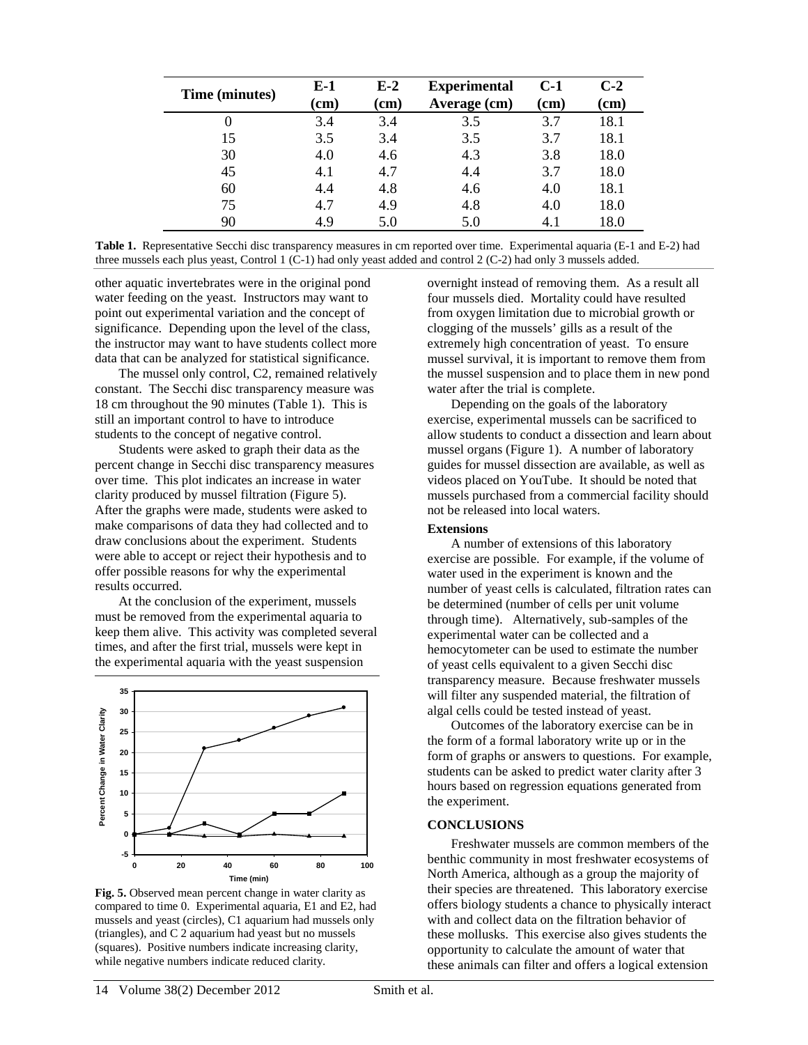| Time (minutes) | E-1 (cm) | E-2 (cm) | Experimental Average (cm) | C-1 (cm) | C-2 (cm) |
|---|---|---|---|---|---|
| 0 | 3.4 | 3.4 | 3.5 | 3.7 | 18.1 |
| 15 | 3.5 | 3.4 | 3.5 | 3.7 | 18.1 |
| 30 | 4.0 | 4.6 | 4.3 | 3.8 | 18.0 |
| 45 | 4.1 | 4.7 | 4.4 | 3.7 | 18.0 |
| 60 | 4.4 | 4.8 | 4.6 | 4.0 | 18.1 |
| 75 | 4.7 | 4.9 | 4.8 | 4.0 | 18.0 |
| 90 | 4.9 | 5.0 | 5.0 | 4.1 | 18.0 |

**Table 1.** Representative Secchi disc transparency measures in cm reported over time. Experimental aquaria (E-1 and E-2) had three mussels each plus yeast, Control 1 (C-1) had only yeast added and control 2 (C-2) had only 3 mussels added.

other aquatic invertebrates were in the original pond water feeding on the yeast. Instructors may want to point out experimental variation and the concept of significance. Depending upon the level of the class, the instructor may want to have students collect more data that can be analyzed for statistical significance.

The mussel only control, C2, remained relatively constant. The Secchi disc transparency measure was 18 cm throughout the 90 minutes (Table 1). This is still an important control to have to introduce students to the concept of negative control.

Students were asked to graph their data as the percent change in Secchi disc transparency measures over time. This plot indicates an increase in water clarity produced by mussel filtration (Figure 5). After the graphs were made, students were asked to make comparisons of data they had collected and to draw conclusions about the experiment. Students were able to accept or reject their hypothesis and to offer possible reasons for why the experimental results occurred.

At the conclusion of the experiment, mussels must be removed from the experimental aquaria to keep them alive. This activity was completed several times, and after the first trial, mussels were kept in the experimental aquaria with the yeast suspension

**Fig. 5.** Observed mean percent change in water clarity as compared to time 0. Experimental aquaria, E1 and E2, had mussels and yeast (circles), C1 aquarium had mussels only (triangles), and C 2 aquarium had yeast but no mussels (squares). Positive numbers indicate increasing clarity, while negative numbers indicate reduced clarity.

overnight instead of removing them. As a result all four mussels died. Mortality could have resulted from oxygen limitation due to microbial growth or clogging of the mussels' gills as a result of the extremely high concentration of yeast. To ensure mussel survival, it is important to remove them from the mussel suspension and to place them in new pond water after the trial is complete.

Depending on the goals of the laboratory exercise, experimental mussels can be sacrificed to allow students to conduct a dissection and learn about mussel organs (Figure 1). A number of laboratory guides for mussel dissection are available, as well as videos placed on YouTube. It should be noted that mussels purchased from a commercial facility should not be released into local waters.

**Extensions**

A number of extensions of this laboratory exercise are possible. For example, if the volume of water used in the experiment is known and the number of yeast cells is calculated, filtration rates can be determined (number of cells per unit volume through time). Alternatively, sub-samples of the experimental water can be collected and a hemocytometer can be used to estimate the number of yeast cells equivalent to a given Secchi disc transparency measure. Because freshwater mussels will filter any suspended material, the filtration of algal cells could be tested instead of yeast.

Outcomes of the laboratory exercise can be in the form of a formal laboratory write up or in the form of graphs or answers to questions. For example, students can be asked to predict water clarity after 3 hours based on regression equations generated from the experiment.

**CONCLUSIONS**

Freshwater mussels are common members of the benthic community in most freshwater ecosystems of North America, although as a group the majority of their species are threatened. This laboratory exercise offers biology students a chance to physically interact with and collect data on the filtration behavior of these mollusks. This exercise also gives students the opportunity to calculate the amount of water that these animals can filter and offers a logical extension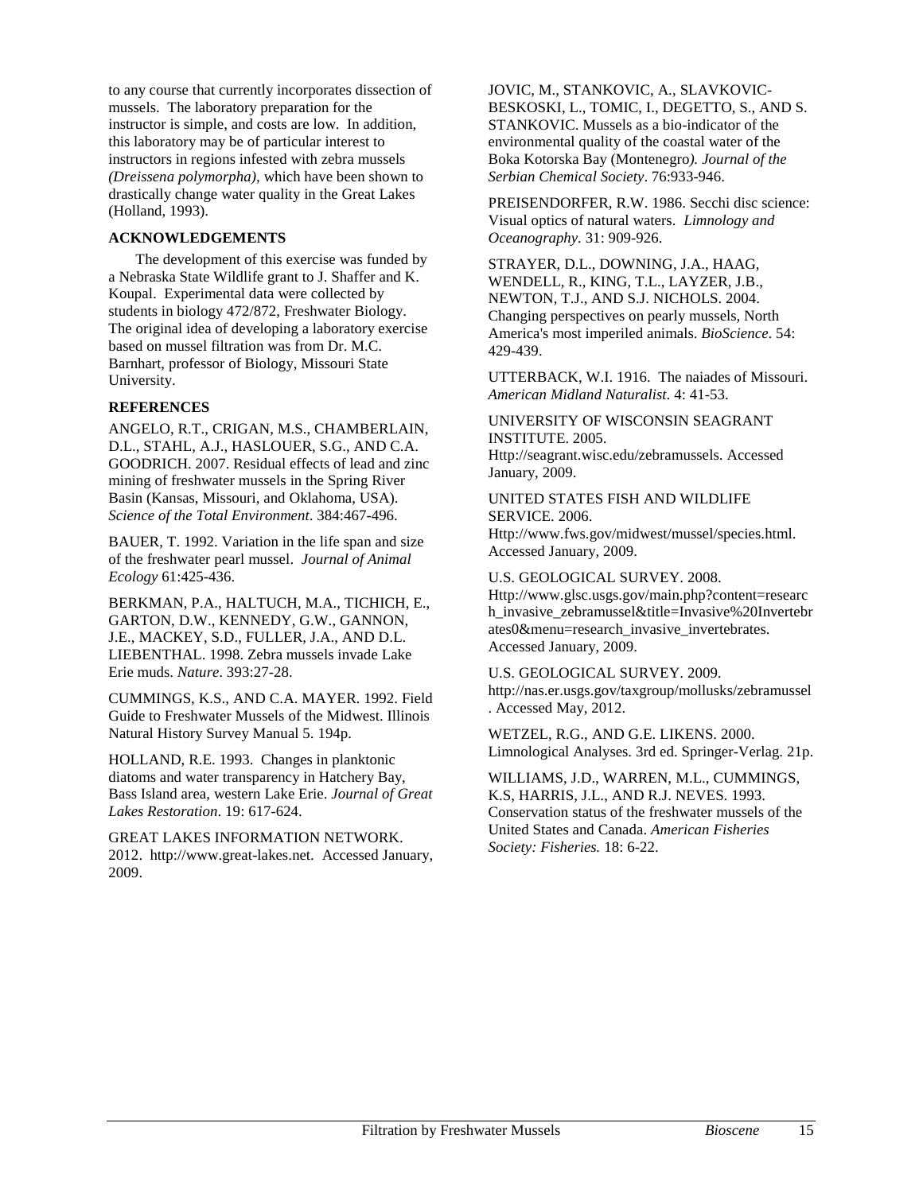to any course that currently incorporates dissection of mussels. The laboratory preparation for the instructor is simple, and costs are low. In addition, this laboratory may be of particular interest to instructors in regions infested with zebra mussels *(Dreissena polymorpha)*, which have been shown to drastically change water quality in the Great Lakes (Holland, 1993).

## ACKNOWLEDGEMENTS

The development of this exercise was funded by a Nebraska State Wildlife grant to J. Shaffer and K. Koupal. Experimental data were collected by students in biology 472/872, Freshwater Biology. The original idea of developing a laboratory exercise based on mussel filtration was from Dr. M.C. Barnhart, professor of Biology, Missouri State University.

## REFERENCES

ANGELO, R.T., CRIGAN, M.S., CHAMBERLAIN, D.L., STAHL, A.J., HASLOUER, S.G., AND C.A. GOODRICH. 2007. Residual effects of lead and zinc mining of freshwater mussels in the Spring River Basin (Kansas, Missouri, and Oklahoma, USA). *Science of the Total Environment*. 384:467-496.

BAUER, T. 1992. Variation in the life span and size of the freshwater pearl mussel. *Journal of Animal Ecology* 61:425-436.

BERKMAN, P.A., HALTUCH, M.A., TICHICH, E., GARTON, D.W., KENNEDY, G.W., GANNON, J.E., MACKEY, S.D., FULLER, J.A., AND D.L. LIEBENTHAL. 1998. Zebra mussels invade Lake Erie muds. *Nature*. 393:27-28.

CUMMINGS, K.S., AND C.A. MAYER. 1992. Field Guide to Freshwater Mussels of the Midwest. Illinois Natural History Survey Manual 5. 194p.

HOLLAND, R.E. 1993. Changes in planktonic diatoms and water transparency in Hatchery Bay, Bass Island area, western Lake Erie. *Journal of Great Lakes Restoration*. 19: 617-624.

GREAT LAKES INFORMATION NETWORK. 2012. http://www.great-lakes.net. Accessed January, 2009.

JOVIC, M., STANKOVIC, A., SLAVKOVIC-BESKOSKI, L., TOMIC, I., DEGETTO, S., AND S. STANKOVIC. Mussels as a bio-indicator of the environmental quality of the coastal water of the Boka Kotorska Bay (Montenegro*). Journal of the Serbian Chemical Society*. 76:933-946.

PREISENDORFER, R.W. 1986. Secchi disc science: Visual optics of natural waters. *Limnology and Oceanography*. 31: 909-926.

STRAYER, D.L., DOWNING, J.A., HAAG, WENDELL, R., KING, T.L., LAYZER, J.B., NEWTON, T.J., AND S.J. NICHOLS. 2004. Changing perspectives on pearly mussels, North America's most imperiled animals. *BioScience*. 54: 429-439.

UTTERBACK, W.I. 1916. The naiades of Missouri. *American Midland Naturalist*. 4: 41-53.

UNIVERSITY OF WISCONSIN SEAGRANT INSTITUTE. 2005. Http://seagrant.wisc.edu/zebramussels. Accessed January, 2009.

UNITED STATES FISH AND WILDLIFE SERVICE. 2006. Http://www.fws.gov/midwest/mussel/species.html. Accessed January, 2009.

U.S. GEOLOGICAL SURVEY. 2008. Http://www.glsc.usgs.gov/main.php?content=research_invasive_zebramussel&title=Invasive%20Invertebrates0&menu=research_invasive_invertebrates. Accessed January, 2009.

U.S. GEOLOGICAL SURVEY. 2009. http://nas.er.usgs.gov/taxgroup/mollusks/zebramussel. Accessed May, 2012.

WETZEL, R.G., AND G.E. LIKENS. 2000. Limnological Analyses. 3rd ed. Springer-Verlag. 21p.

WILLIAMS, J.D., WARREN, M.L., CUMMINGS, K.S, HARRIS, J.L., AND R.J. NEVES. 1993. Conservation status of the freshwater mussels of the United States and Canada. *American Fisheries Society: Fisheries.* 18: 6-22.